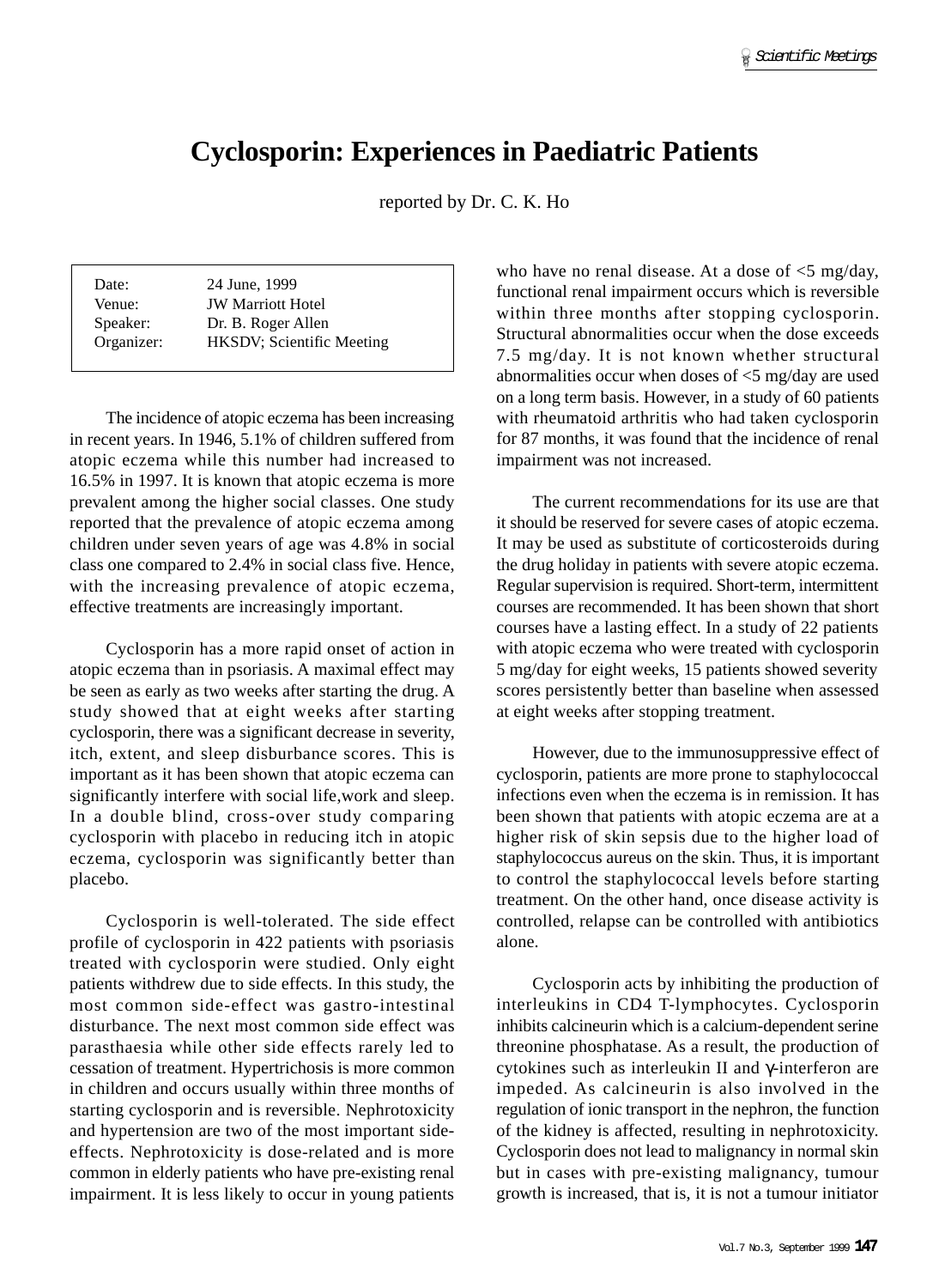# Cyclosporin: Experiences in Paediatric Patients

reported by Dr. C. K. Ho

| | |
|---|---|
| Date: | 24 June, 1999 |
| Venue: | JW Marriott Hotel |
| Speaker: | Dr. B. Roger Allen |
| Organizer: | HKSDV; Scientific Meeting |

The incidence of atopic eczema has been increasing in recent years. In 1946, 5.1% of children suffered from atopic eczema while this number had increased to 16.5% in 1997. It is known that atopic eczema is more prevalent among the higher social classes. One study reported that the prevalence of atopic eczema among children under seven years of age was 4.8% in social class one compared to 2.4% in social class five. Hence, with the increasing prevalence of atopic eczema, effective treatments are increasingly important.

Cyclosporin has a more rapid onset of action in atopic eczema than in psoriasis. A maximal effect may be seen as early as two weeks after starting the drug. A study showed that at eight weeks after starting cyclosporin, there was a significant decrease in severity, itch, extent, and sleep disburbance scores. This is important as it has been shown that atopic eczema can significantly interfere with social life,work and sleep. In a double blind, cross-over study comparing cyclosporin with placebo in reducing itch in atopic eczema, cyclosporin was significantly better than placebo.

Cyclosporin is well-tolerated. The side effect profile of cyclosporin in 422 patients with psoriasis treated with cyclosporin were studied. Only eight patients withdrew due to side effects. In this study, the most common side-effect was gastro-intestinal disturbance. The next most common side effect was parasthaesia while other side effects rarely led to cessation of treatment. Hypertrichosis is more common in children and occurs usually within three months of starting cyclosporin and is reversible. Nephrotoxicity and hypertension are two of the most important side-effects. Nephrotoxicity is dose-related and is more common in elderly patients who have pre-existing renal impairment. It is less likely to occur in young patients who have no renal disease. At a dose of <5 mg/day, functional renal impairment occurs which is reversible within three months after stopping cyclosporin. Structural abnormalities occur when the dose exceeds 7.5 mg/day. It is not known whether structural abnormalities occur when doses of <5 mg/day are used on a long term basis. However, in a study of 60 patients with rheumatoid arthritis who had taken cyclosporin for 87 months, it was found that the incidence of renal impairment was not increased.

The current recommendations for its use are that it should be reserved for severe cases of atopic eczema. It may be used as substitute of corticosteroids during the drug holiday in patients with severe atopic eczema. Regular supervision is required. Short-term, intermittent courses are recommended. It has been shown that short courses have a lasting effect. In a study of 22 patients with atopic eczema who were treated with cyclosporin 5 mg/day for eight weeks, 15 patients showed severity scores persistently better than baseline when assessed at eight weeks after stopping treatment.

However, due to the immunosuppressive effect of cyclosporin, patients are more prone to staphylococcal infections even when the eczema is in remission. It has been shown that patients with atopic eczema are at a higher risk of skin sepsis due to the higher load of staphylococcus aureus on the skin. Thus, it is important to control the staphylococcal levels before starting treatment. On the other hand, once disease activity is controlled, relapse can be controlled with antibiotics alone.

Cyclosporin acts by inhibiting the production of interleukins in CD4 T-lymphocytes. Cyclosporin inhibits calcineurin which is a calcium-dependent serine threonine phosphatase. As a result, the production of cytokines such as interleukin II and $\gamma$-interferon are impeded. As calcineurin is also involved in the regulation of ionic transport in the nephron, the function of the kidney is affected, resulting in nephrotoxicity. Cyclosporin does not lead to malignancy in normal skin but in cases with pre-existing malignancy, tumour growth is increased, that is, it is not a tumour initiator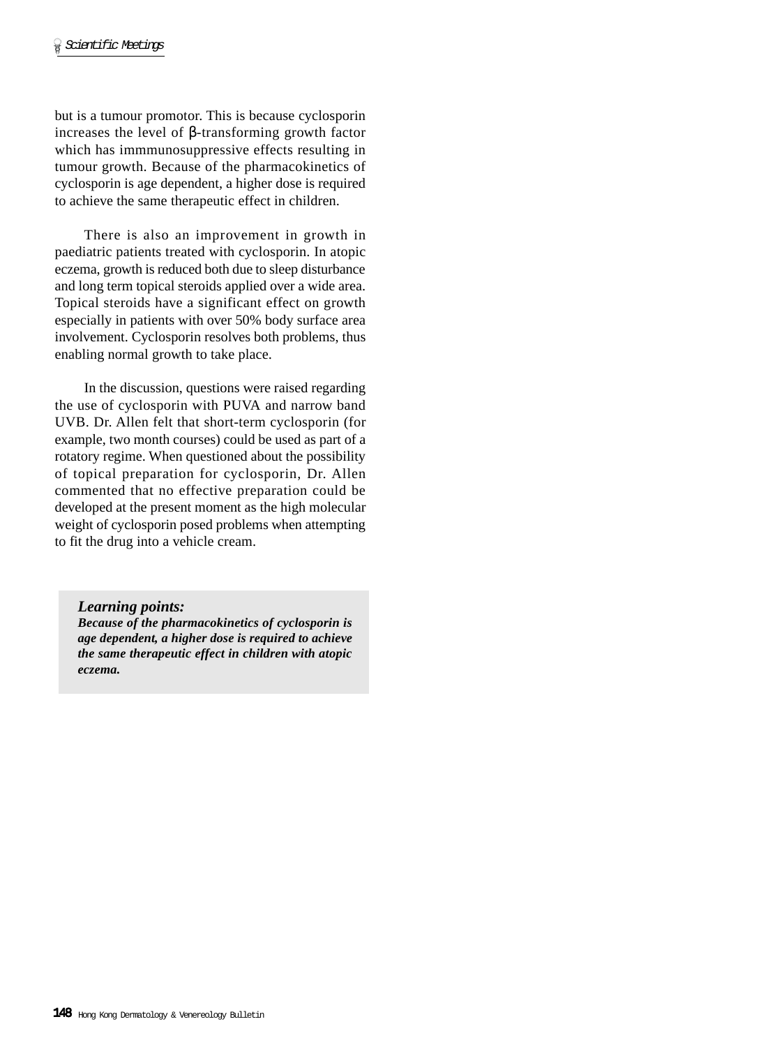but is a tumour promotor. This is because cyclosporin increases the level of β-transforming growth factor which has immmunosuppressive effects resulting in tumour growth. Because of the pharmacokinetics of cyclosporin is age dependent, a higher dose is required to achieve the same therapeutic effect in children.

There is also an improvement in growth in paediatric patients treated with cyclosporin. In atopic eczema, growth is reduced both due to sleep disturbance and long term topical steroids applied over a wide area. Topical steroids have a significant effect on growth especially in patients with over 50% body surface area involvement. Cyclosporin resolves both problems, thus enabling normal growth to take place.

In the discussion, questions were raised regarding the use of cyclosporin with PUVA and narrow band UVB. Dr. Allen felt that short-term cyclosporin (for example, two month courses) could be used as part of a rotatory regime. When questioned about the possibility of topical preparation for cyclosporin, Dr. Allen commented that no effective preparation could be developed at the present moment as the high molecular weight of cyclosporin posed problems when attempting to fit the drug into a vehicle cream.

***Learning points:***
***Because of the pharmacokinetics of cyclosporin is age dependent, a higher dose is required to achieve the same therapeutic effect in children with atopic eczema.***